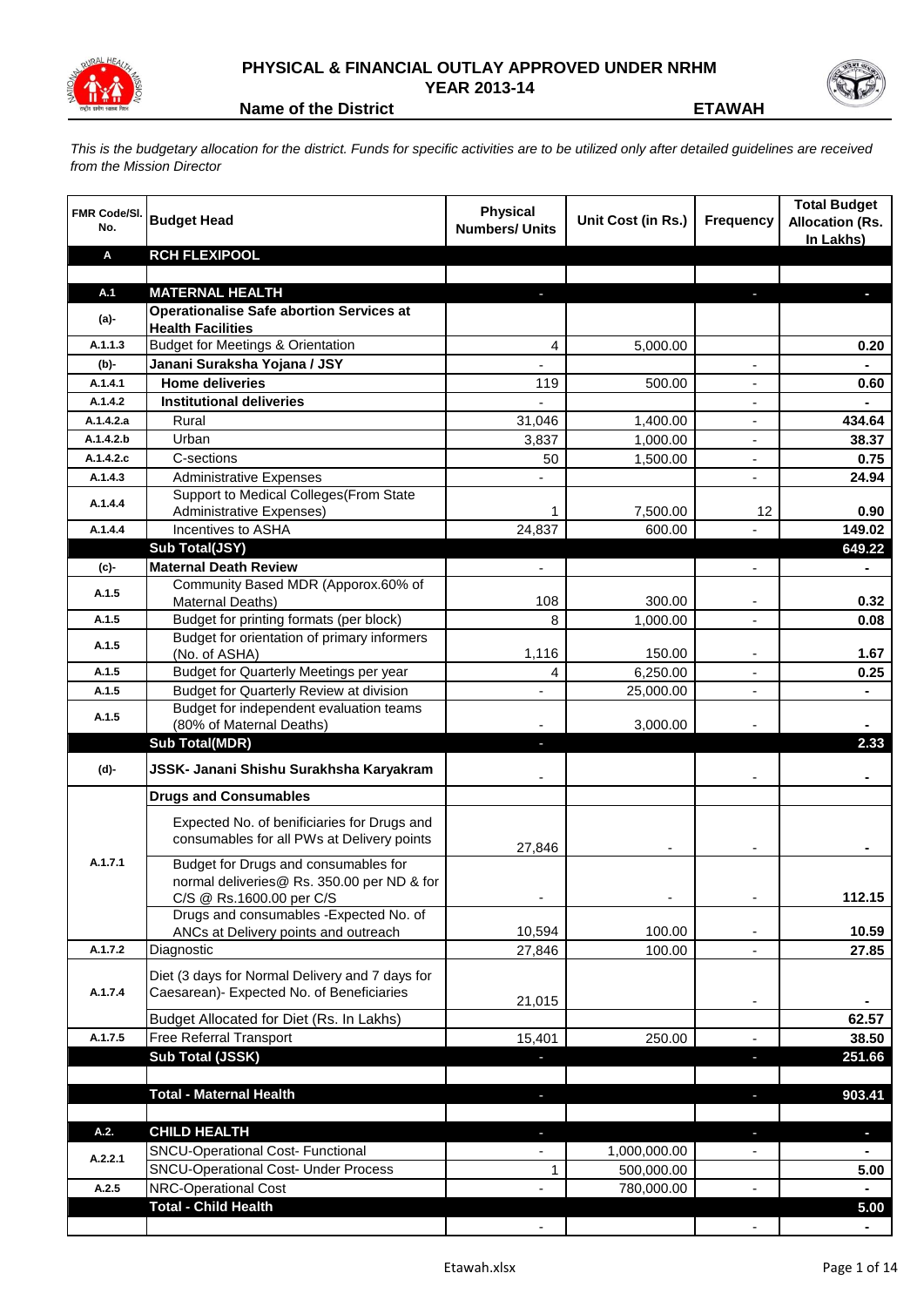# PHYSICAL & FINANCIAL OUTLAY APPROVED UNDER NRHM

## YEAR 2013-14

**Name of the District** **ETAWAH**

*This is the budgetary allocation for the district. Funds for specific activities are to be utilized only after detailed guidelines are received from the Mission Director*

| FMR Code/Sl. No. | Budget Head | Physical Numbers/ Units | Unit Cost (in Rs.) | Frequency | Total Budget Allocation (Rs. In Lakhs) |
|---|---|---|---|---|---|
| **A** | **RCH FLEXIPOOL** | | | | |
| | | | | | |
| **A.1** | **MATERNAL HEALTH** | - | | - | - |
| **(a)-** | **Operationalise Safe abortion Services at Health Facilities** | | | | |
| A.1.1.3 | Budget for Meetings & Orientation | 4 | 5,000.00 | | 0.20 |
| **(b)-** | **Janani Suraksha Yojana / JSY** | - | | - | - |
| A.1.4.1 | **Home deliveries** | 119 | 500.00 | - | 0.60 |
| A.1.4.2 | **Institutional deliveries** | - | | - | - |
| A.1.4.2.a | Rural | 31,046 | 1,400.00 | - | 434.64 |
| A.1.4.2.b | Urban | 3,837 | 1,000.00 | - | 38.37 |
| A.1.4.2.c | C-sections | 50 | 1,500.00 | - | 0.75 |
| A.1.4.3 | Administrative Expenses | - | | - | 24.94 |
| A.1.4.4 | Support to Medical Colleges(From State Administrative Expenses) | 1 | 7,500.00 | 12 | 0.90 |
| A.1.4.4 | Incentives to ASHA | 24,837 | 600.00 | - | 149.02 |
| | **Sub Total(JSY)** | | | | **649.22** |
| **(c)-** | **Maternal Death Review** | - | | - | - |
| A.1.5 | Community Based MDR (Apporox.60% of Maternal Deaths) | 108 | 300.00 | - | 0.32 |
| A.1.5 | Budget for printing formats (per block) | 8 | 1,000.00 | - | 0.08 |
| A.1.5 | Budget for orientation of primary informers (No. of ASHA) | 1,116 | 150.00 | - | 1.67 |
| A.1.5 | Budget for Quarterly Meetings per year | 4 | 6,250.00 | - | 0.25 |
| A.1.5 | Budget for Quarterly Review at division | - | 25,000.00 | - | - |
| A.1.5 | Budget for independent evaluation teams (80% of Maternal Deaths) | - | 3,000.00 | - | - |
| | **Sub Total(MDR)** | - | | | **2.33** |
| **(d)-** | **JSSK- Janani Shishu Surakhsha Karyakram** | - | | - | - |
| | **Drugs and Consumables** | | | | |
| A.1.7.1 | Expected No. of benificiaries for Drugs and consumables for all PWs at Delivery points | 27,846 | - | - | - |
| | Budget for Drugs and consumables for normal deliveries@ Rs. 350.00 per ND & for C/S @ Rs.1600.00 per C/S | - | - | - | 112.15 |
| | Drugs and consumables -Expected No. of ANCs at Delivery points and outreach | 10,594 | 100.00 | - | 10.59 |
| A.1.7.2 | Diagnostic | 27,846 | 100.00 | - | 27.85 |
| A.1.7.4 | Diet (3 days for Normal Delivery and 7 days for Caesarean)- Expected No. of Beneficiaries | 21,015 | | - | - |
| | Budget Allocated for Diet (Rs. In Lakhs) | | | | 62.57 |
| A.1.7.5 | Free Referral Transport | 15,401 | 250.00 | - | 38.50 |
| | **Sub Total (JSSK)** | - | | - | **251.66** |
| | | | | | |
| | **Total - Maternal Health** | - | | - | **903.41** |
| | | | | | |
| **A.2.** | **CHILD HEALTH** | - | | - | - |
| A.2.2.1 | SNCU-Operational Cost- Functional | - | 1,000,000.00 | - | - |
| | SNCU-Operational Cost- Under Process | 1 | 500,000.00 | | 5.00 |
| A.2.5 | NRC-Operational Cost | - | 780,000.00 | - | - |
| | **Total - Child Health** | | | | **5.00** |
| | | - | | - | - |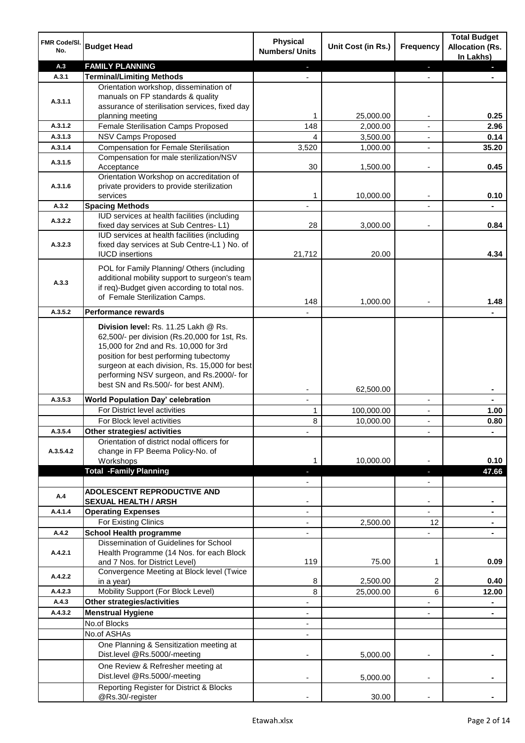| FMR Code/Sl. No. | Budget Head | Physical Numbers/ Units | Unit Cost (in Rs.) | Frequency | Total Budget Allocation (Rs. In Lakhs) |
|---|---|---|---|---|---|
| **A.3** | **FAMILY PLANNING** | - | | - | - |
| **A.3.1** | **Terminal/Limiting Methods** | - | | - | - |
| A.3.1.1 | Orientation workshop, dissemination of manuals on FP standards & quality assurance of sterilisation services, fixed day planning meeting | 1 | 25,000.00 | - | 0.25 |
| A.3.1.2 | Female Sterilisation Camps Proposed | 148 | 2,000.00 | - | 2.96 |
| A.3.1.3 | NSV Camps Proposed | 4 | 3,500.00 | - | 0.14 |
| A.3.1.4 | Compensation for Female Sterilisation | 3,520 | 1,000.00 | - | 35.20 |
| A.3.1.5 | Compensation for male sterilization/NSV Acceptance | 30 | 1,500.00 | - | 0.45 |
| A.3.1.6 | Orientation Workshop on accreditation of private providers to provide sterilization services | 1 | 10,000.00 | - | 0.10 |
| **A.3.2** | **Spacing Methods** | - | | - | - |
| A.3.2.2 | IUD services at health facilities (including fixed day services at Sub Centres- L1) | 28 | 3,000.00 | - | 0.84 |
| A.3.2.3 | IUD services at health facilities (including fixed day services at Sub Centre-L1 ) No. of IUCD insertions | 21,712 | 20.00 | | 4.34 |
| A.3.3 | POL for Family Planning/ Others (including additional mobility support to surgeon's team if req)-Budget given according to total nos. of Female Sterilization Camps. | 148 | 1,000.00 | - | 1.48 |
| **A.3.5.2** | **Performance rewards** | - | | | - |
| | **Division level:** Rs. 11.25 Lakh @ Rs. 62,500/- per division (Rs.20,000 for 1st, Rs. 15,000 for 2nd and Rs. 10,000 for 3rd position for best performing tubectomy surgeon at each division, Rs. 15,000 for best performing NSV surgeon, and Rs.2000/- for best SN and Rs.500/- for best ANM). | - | 62,500.00 | | - |
| **A.3.5.3** | **World Population Day' celebration** | - | | - | - |
| | For District level activities | 1 | 100,000.00 | - | 1.00 |
| | For Block level activities | 8 | 10,000.00 | - | 0.80 |
| **A.3.5.4** | **Other strategies/ activities** | - | | - | - |
| A.3.5.4.2 | Orientation of district nodal officers for change in FP Beema Policy-No. of Workshops | 1 | 10,000.00 | - | 0.10 |
| | **Total -Family Planning** | - | | - | **47.66** |
| | | - | | - | |
| **A.4** | **ADOLESCENT REPRODUCTIVE AND SEXUAL HEALTH / ARSH** | - | | - | - |
| **A.4.1.4** | **Operating Expenses** | - | | - | - |
| | For Existing Clinics | - | 2,500.00 | 12 | - |
| **A.4.2** | **School Health programme** | - | | - | - |
| A.4.2.1 | Dissemination of Guidelines for School Health Programme (14 Nos. for each Block and 7 Nos. for District Level) | 119 | 75.00 | 1 | 0.09 |
| A.4.2.2 | Convergence Meeting at Block level (Twice in a year) | 8 | 2,500.00 | 2 | 0.40 |
| A.4.2.3 | Mobility Support (For Block Level) | 8 | 25,000.00 | 6 | 12.00 |
| **A.4.3** | **Other strategies/activities** | - | | - | - |
| **A.4.3.2** | **Menstrual Hygiene** | - | | - | - |
| | No.of Blocks | - | | | |
| | No.of ASHAs | - | | | |
| | One Planning & Sensitization meeting at Dist.level @Rs.5000/-meeting | - | 5,000.00 | - | - |
| | One Review & Refresher meeting at Dist.level @Rs.5000/-meeting | - | 5,000.00 | - | - |
| | Reporting Register for District & Blocks @Rs.30/-register | - | 30.00 | - | - |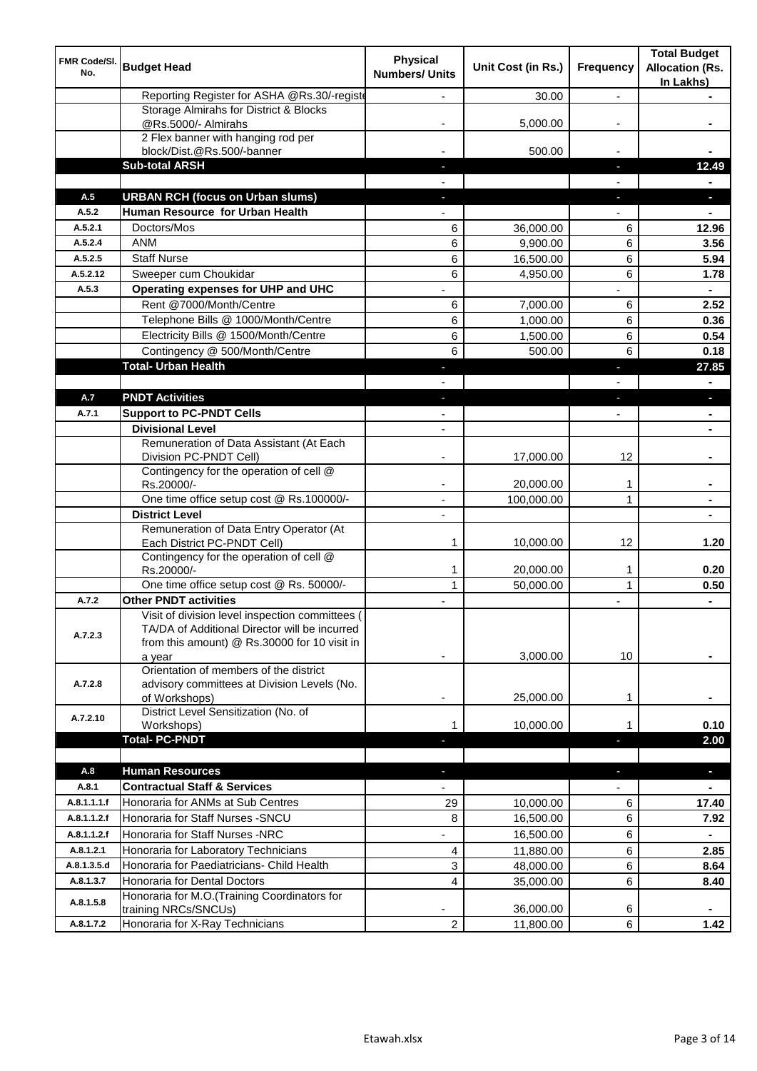| FMR Code/Sl. No. | Budget Head | Physical Numbers/ Units | Unit Cost (in Rs.) | Frequency | Total Budget Allocation (Rs. In Lakhs) |
|---|---|---|---|---|---|
| | Reporting Register for ASHA @Rs.30/-registe | - | 30.00 | - | - |
| | Storage Almirahs for District & Blocks @Rs.5000/- Almirahs | - | 5,000.00 | - | - |
| | 2 Flex banner with hanging rod per block/Dist.@Rs.500/-banner | - | 500.00 | - | - |
| | **Sub-total ARSH** | - | | - | **12.49** |
| | | - | | - | - |
| **A.5** | **URBAN RCH (focus on Urban slums)** | - | | - | - |
| **A.5.2** | **Human Resource for Urban Health** | - | | - | - |
| A.5.2.1 | Doctors/Mos | 6 | 36,000.00 | 6 | **12.96** |
| A.5.2.4 | ANM | 6 | 9,900.00 | 6 | **3.56** |
| A.5.2.5 | Staff Nurse | 6 | 16,500.00 | 6 | **5.94** |
| A.5.2.12 | Sweeper cum Choukidar | 6 | 4,950.00 | 6 | **1.78** |
| **A.5.3** | **Operating expenses for UHP and UHC** | - | | - | - |
| | Rent @7000/Month/Centre | 6 | 7,000.00 | 6 | **2.52** |
| | Telephone Bills @ 1000/Month/Centre | 6 | 1,000.00 | 6 | **0.36** |
| | Electricity Bills @ 1500/Month/Centre | 6 | 1,500.00 | 6 | **0.54** |
| | Contingency @ 500/Month/Centre | 6 | 500.00 | 6 | **0.18** |
| | **Total- Urban Health** | - | | - | **27.85** |
| | | - | | - | - |
| **A.7** | **PNDT Activities** | - | | - | - |
| **A.7.1** | **Support to PC-PNDT Cells** | - | | - | - |
| | **Divisional Level** | - | | | - |
| | Remuneration of Data Assistant (At Each Division PC-PNDT Cell) | - | 17,000.00 | 12 | - |
| | Contingency for the operation of cell @ Rs.20000/- | - | 20,000.00 | 1 | - |
| | One time office setup cost @ Rs.100000/- | - | 100,000.00 | 1 | - |
| | **District Level** | - | | | - |
| | Remuneration of Data Entry Operator (At Each District PC-PNDT Cell) | 1 | 10,000.00 | 12 | **1.20** |
| | Contingency for the operation of cell @ Rs.20000/- | 1 | 20,000.00 | 1 | **0.20** |
| | One time office setup cost @ Rs. 50000/- | 1 | 50,000.00 | 1 | **0.50** |
| **A.7.2** | **Other PNDT activities** | - | | - | - |
| A.7.2.3 | Visit of division level inspection committees ( TA/DA of Additional Director will be incurred from this amount) @ Rs.30000 for 10 visit in a year | - | 3,000.00 | 10 | - |
| A.7.2.8 | Orientation of members of the district advisory committees at Division Levels (No. of Workshops) | - | 25,000.00 | 1 | - |
| A.7.2.10 | District Level Sensitization (No. of Workshops) | 1 | 10,000.00 | 1 | **0.10** |
| | **Total- PC-PNDT** | - | | - | **2.00** |
| | | | | | |
| **A.8** | **Human Resources** | - | | - | - |
| **A.8.1** | **Contractual Staff & Services** | - | | - | - |
| A.8.1.1.1.f | Honoraria for ANMs at Sub Centres | 29 | 10,000.00 | 6 | **17.40** |
| A.8.1.1.2.f | Honoraria for Staff Nurses -SNCU | 8 | 16,500.00 | 6 | **7.92** |
| A.8.1.1.2.f | Honoraria for Staff Nurses -NRC | - | 16,500.00 | 6 | - |
| A.8.1.2.1 | Honoraria for Laboratory Technicians | 4 | 11,880.00 | 6 | **2.85** |
| A.8.1.3.5.d | Honoraria for Paediatricians- Child Health | 3 | 48,000.00 | 6 | **8.64** |
| A.8.1.3.7 | Honoraria for Dental Doctors | 4 | 35,000.00 | 6 | **8.40** |
| A.8.1.5.8 | Honoraria for M.O.(Training Coordinators for training NRCs/SNCUs) | - | 36,000.00 | 6 | - |
| A.8.1.7.2 | Honoraria for X-Ray Technicians | 2 | 11,800.00 | 6 | **1.42** |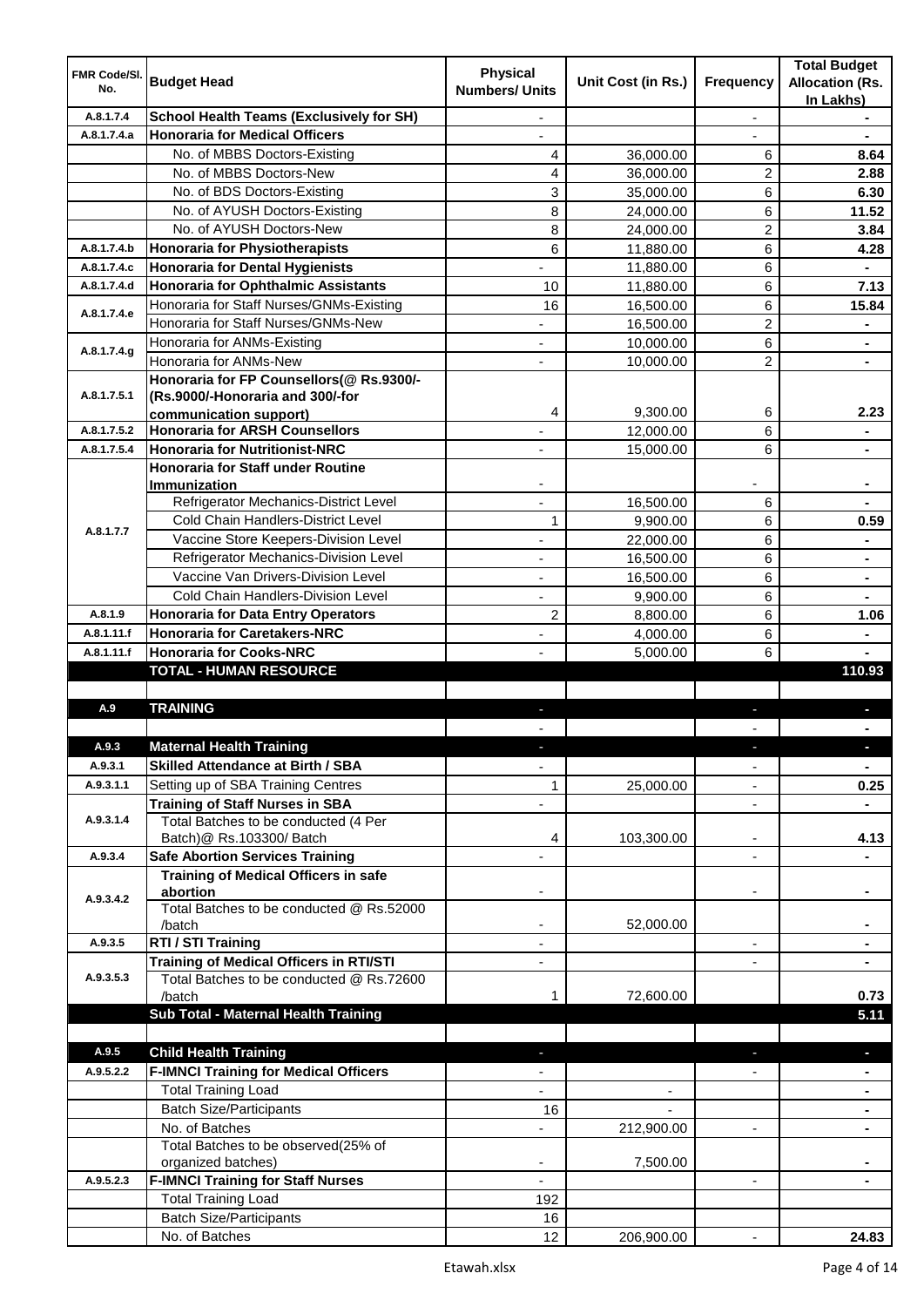| FMR Code/Sl. No. | Budget Head | Physical Numbers/ Units | Unit Cost (in Rs.) | Frequency | Total Budget Allocation (Rs. In Lakhs) |
|---|---|---|---|---|---|
| A.8.1.7.4 | **School Health Teams (Exclusively for SH)** | - | | - | - |
| A.8.1.7.4.a | **Honoraria for Medical Officers** | - | | - | - |
| | No. of MBBS Doctors-Existing | 4 | 36,000.00 | 6 | **8.64** |
| | No. of MBBS Doctors-New | 4 | 36,000.00 | 2 | **2.88** |
| | No. of BDS Doctors-Existing | 3 | 35,000.00 | 6 | **6.30** |
| | No. of AYUSH Doctors-Existing | 8 | 24,000.00 | 6 | **11.52** |
| | No. of AYUSH Doctors-New | 8 | 24,000.00 | 2 | **3.84** |
| A.8.1.7.4.b | **Honoraria for Physiotherapists** | 6 | 11,880.00 | 6 | **4.28** |
| A.8.1.7.4.c | **Honoraria for Dental Hygienists** | - | 11,880.00 | 6 | - |
| A.8.1.7.4.d | **Honoraria for Ophthalmic Assistants** | 10 | 11,880.00 | 6 | **7.13** |
| A.8.1.7.4.e | Honoraria for Staff Nurses/GNMs-Existing | 16 | 16,500.00 | 6 | **15.84** |
| | Honoraria for Staff Nurses/GNMs-New | - | 16,500.00 | 2 | - |
| A.8.1.7.4.g | Honoraria for ANMs-Existing | - | 10,000.00 | 6 | - |
| | Honoraria for ANMs-New | - | 10,000.00 | 2 | - |
| A.8.1.7.5.1 | **Honoraria for FP Counsellors(@ Rs.9300/- (Rs.9000/-Honoraria and 300/-for communication support)** | 4 | 9,300.00 | 6 | **2.23** |
| A.8.1.7.5.2 | **Honoraria for ARSH Counsellors** | - | 12,000.00 | 6 | - |
| A.8.1.7.5.4 | **Honoraria for Nutritionist-NRC** | - | 15,000.00 | 6 | - |
| A.8.1.7.7 | **Honoraria for Staff under Routine Immunization** | - | | - | - |
| | Refrigerator Mechanics-District Level | - | 16,500.00 | 6 | - |
| | Cold Chain Handlers-District Level | 1 | 9,900.00 | 6 | **0.59** |
| | Vaccine Store Keepers-Division Level | - | 22,000.00 | 6 | - |
| | Refrigerator Mechanics-Division Level | - | 16,500.00 | 6 | - |
| | Vaccine Van Drivers-Division Level | - | 16,500.00 | 6 | - |
| | Cold Chain Handlers-Division Level | - | 9,900.00 | 6 | - |
| A.8.1.9 | **Honoraria for Data Entry Operators** | 2 | 8,800.00 | 6 | **1.06** |
| A.8.1.11.f | **Honoraria for Caretakers-NRC** | - | 4,000.00 | 6 | - |
| A.8.1.11.f | **Honoraria for Cooks-NRC** | - | 5,000.00 | 6 | - |
| | **TOTAL - HUMAN RESOURCE** | | | | **110.93** |
| | | | | | |
| A.9 | **TRAINING** | - | | - | - |
| | | - | | - | - |
| A.9.3 | **Maternal Health Training** | - | | - | - |
| A.9.3.1 | **Skilled Attendance at Birth / SBA** | - | | - | - |
| A.9.3.1.1 | Setting up of SBA Training Centres | 1 | 25,000.00 | - | **0.25** |
| A.9.3.1.4 | **Training of Staff Nurses in SBA** | - | | - | - |
| | Total Batches to be conducted (4 Per Batch)@ Rs.103300/ Batch | 4 | 103,300.00 | - | **4.13** |
| A.9.3.4 | **Safe Abortion Services Training** | - | | - | - |
| A.9.3.4.2 | **Training of Medical Officers in safe abortion** | - | | - | - |
| | Total Batches to be conducted @ Rs.52000 /batch | - | 52,000.00 | | - |
| A.9.3.5 | **RTI / STI Training** | - | | - | - |
| A.9.3.5.3 | **Training of Medical Officers in RTI/STI** | - | | - | - |
| | Total Batches to be conducted @ Rs.72600 /batch | 1 | 72,600.00 | | **0.73** |
| | **Sub Total - Maternal Health Training** | | | | **5.11** |
| | | | | | |
| A.9.5 | **Child Health Training** | - | | - | - |
| A.9.5.2.2 | **F-IMNCI Training for Medical Officers** | - | | - | - |
| | Total Training Load | - | - | | - |
| | Batch Size/Participants | 16 | - | | - |
| | No. of Batches | - | 212,900.00 | - | - |
| | Total Batches to be observed(25% of organized batches) | - | 7,500.00 | | - |
| A.9.5.2.3 | **F-IMNCI Training for Staff Nurses** | - | | - | - |
| | Total Training Load | 192 | | | |
| | Batch Size/Participants | 16 | | | |
| | No. of Batches | 12 | 206,900.00 | - | **24.83** |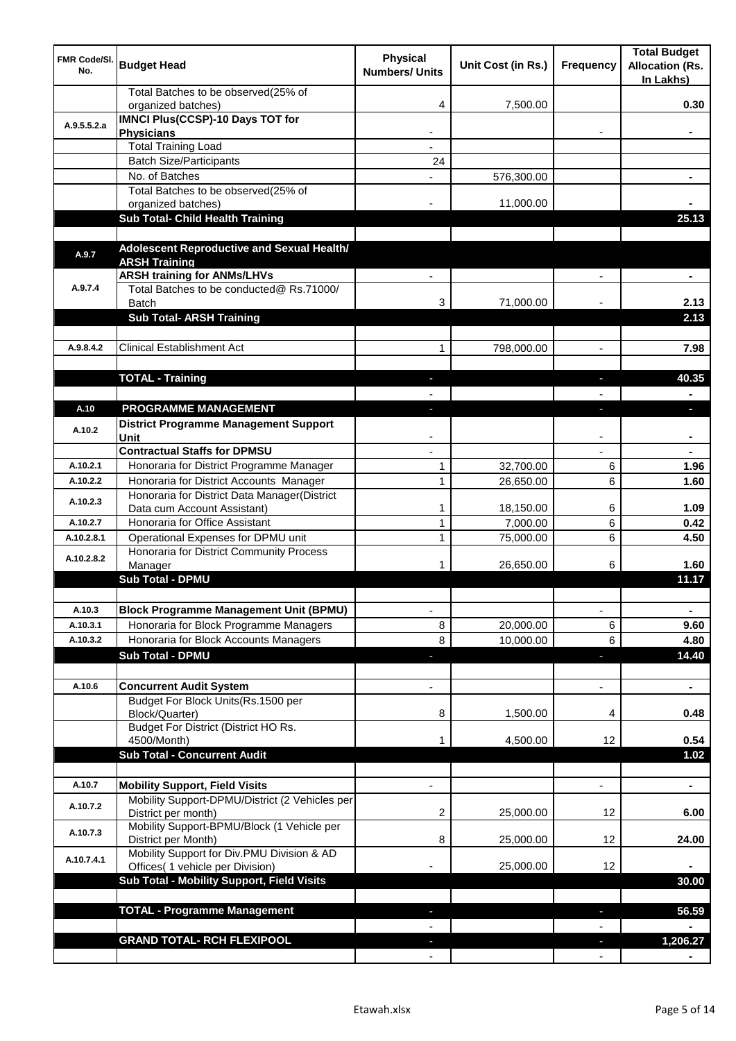| FMR Code/Sl. No. | Budget Head | Physical Numbers/ Units | Unit Cost (in Rs.) | Frequency | Total Budget Allocation (Rs. In Lakhs) |
|---|---|---|---|---|---|
| | Total Batches to be observed(25% of organized batches) | 4 | 7,500.00 | | 0.30 |
| A.9.5.5.2.a | **IMNCI Plus(CCSP)-10 Days TOT for Physicians** | - | | - | - |
| | Total Training Load | - | | | |
| | Batch Size/Participants | 24 | | | |
| | No. of Batches | - | 576,300.00 | | - |
| | Total Batches to be observed(25% of organized batches) | - | 11,000.00 | | - |
| | **Sub Total- Child Health Training** | | | | **25.13** |
| | | | | | |
| A.9.7 | **Adolescent Reproductive and Sexual Health/ ARSH Training** | | | | |
| A.9.7.4 | **ARSH training for ANMs/LHVs** | - | | - | - |
| | Total Batches to be conducted@ Rs.71000/ Batch | 3 | 71,000.00 | - | 2.13 |
| | **Sub Total- ARSH Training** | | | | **2.13** |
| | | | | | |
| A.9.8.4.2 | Clinical Establishment Act | 1 | 798,000.00 | - | 7.98 |
| | | | | | |
| | **TOTAL - Training** | - | | - | **40.35** |
| | | - | | - | - |
| A.10 | **PROGRAMME MANAGEMENT** | - | | - | - |
| A.10.2 | **District Programme Management Support Unit** | - | | - | - |
| | **Contractual Staffs for DPMSU** | - | | - | - |
| A.10.2.1 | Honoraria for District Programme Manager | 1 | 32,700.00 | 6 | 1.96 |
| A.10.2.2 | Honoraria for District Accounts Manager | 1 | 26,650.00 | 6 | 1.60 |
| A.10.2.3 | Honoraria for District Data Manager(District Data cum Account Assistant) | 1 | 18,150.00 | 6 | 1.09 |
| A.10.2.7 | Honoraria for Office Assistant | 1 | 7,000.00 | 6 | 0.42 |
| A.10.2.8.1 | Operational Expenses for DPMU unit | 1 | 75,000.00 | 6 | 4.50 |
| A.10.2.8.2 | Honoraria for District Community Process Manager | 1 | 26,650.00 | 6 | 1.60 |
| | **Sub Total - DPMU** | | | | **11.17** |
| | | | | | |
| A.10.3 | **Block Programme Management Unit (BPMU)** | - | | - | - |
| A.10.3.1 | Honoraria for Block Programme Managers | 8 | 20,000.00 | 6 | 9.60 |
| A.10.3.2 | Honoraria for Block Accounts Managers | 8 | 10,000.00 | 6 | 4.80 |
| | **Sub Total - DPMU** | - | | - | **14.40** |
| | | | | | |
| A.10.6 | **Concurrent Audit System** | - | | - | - |
| | Budget For Block Units(Rs.1500 per Block/Quarter) | 8 | 1,500.00 | 4 | 0.48 |
| | Budget For District (District HO Rs. 4500/Month) | 1 | 4,500.00 | 12 | 0.54 |
| | **Sub Total - Concurrent Audit** | | | | **1.02** |
| | | | | | |
| A.10.7 | **Mobility Support, Field Visits** | - | | - | - |
| A.10.7.2 | Mobility Support-DPMU/District (2 Vehicles per District per month) | 2 | 25,000.00 | 12 | 6.00 |
| A.10.7.3 | Mobility Support-BPMU/Block (1 Vehicle per District per Month) | 8 | 25,000.00 | 12 | 24.00 |
| A.10.7.4.1 | Mobility Support for Div.PMU Division & AD Offices( 1 vehicle per Division) | - | 25,000.00 | 12 | - |
| | **Sub Total - Mobility Support, Field Visits** | | | | **30.00** |
| | | | | | |
| | **TOTAL - Programme Management** | - | | - | **56.59** |
| | | - | | - | - |
| | **GRAND TOTAL- RCH FLEXIPOOL** | - | | - | **1,206.27** |
| | | - | | - | - |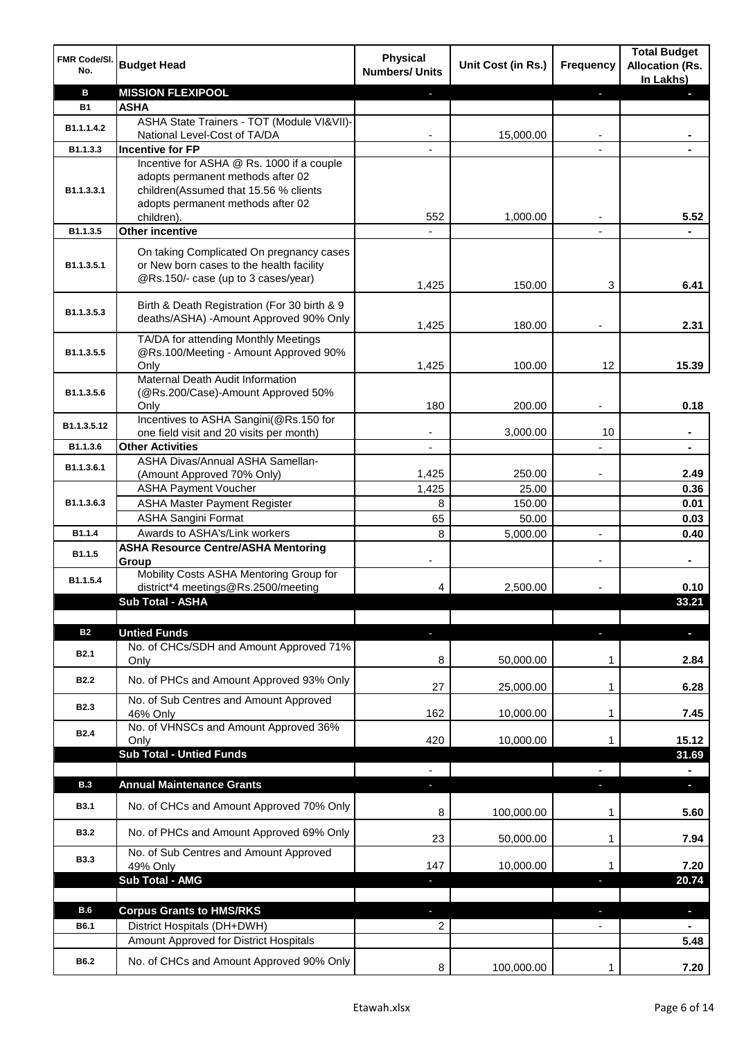| FMR Code/Sl. No. | Budget Head | Physical Numbers/ Units | Unit Cost (in Rs.) | Frequency | Total Budget Allocation (Rs. In Lakhs) |
|---|---|---|---|---|---|
| B | MISSION FLEXIPOOL | - | | - | - |
| B1 | ASHA | | | | |
| B1.1.1.4.2 | ASHA State Trainers - TOT (Module VI&VII)-National Level-Cost of TA/DA | - | 15,000.00 | - | - |
| B1.1.3.3 | Incentive for FP | - | | - | - |
| B1.1.3.3.1 | Incentive for ASHA @ Rs. 1000 if a couple adopts permanent methods after 02 children(Assumed that 15.56 % clients adopts permanent methods after 02 children). | 552 | 1,000.00 | - | 5.52 |
| B1.1.3.5 | Other incentive | - | | - | - |
| B1.1.3.5.1 | On taking Complicated On pregnancy cases or New born cases to the health facility @Rs.150/- case (up to 3 cases/year) | 1,425 | 150.00 | 3 | 6.41 |
| B1.1.3.5.3 | Birth & Death Registration (For 30 birth & 9 deaths/ASHA) -Amount Approved 90% Only | 1,425 | 180.00 | - | 2.31 |
| B1.1.3.5.5 | TA/DA for attending Monthly Meetings @Rs.100/Meeting - Amount Approved 90% Only | 1,425 | 100.00 | 12 | 15.39 |
| B1.1.3.5.6 | Maternal Death Audit Information (@Rs.200/Case)-Amount Approved 50% Only | 180 | 200.00 | - | 0.18 |
| B1.1.3.5.12 | Incentives to ASHA Sangini(@Rs.150 for one field visit and 20 visits per month) | - | 3,000.00 | 10 | - |
| B1.1.3.6 | Other Activities | - | | - | - |
| B1.1.3.6.1 | ASHA Divas/Annual ASHA Samellan-(Amount Approved 70% Only) | 1,425 | 250.00 | - | 2.49 |
| B1.1.3.6.3 | ASHA Payment Voucher | 1,425 | 25.00 | | 0.36 |
| | ASHA Master Payment Register | 8 | 150.00 | | 0.01 |
| | ASHA Sangini Format | 65 | 50.00 | | 0.03 |
| B1.1.4 | Awards to ASHA's/Link workers | 8 | 5,000.00 | - | 0.40 |
| B1.1.5 | ASHA Resource Centre/ASHA Mentoring Group | - | | - | - |
| B1.1.5.4 | Mobility Costs ASHA Mentoring Group for district*4 meetings@Rs.2500/meeting | 4 | 2,500.00 | - | 0.10 |
| | Sub Total - ASHA | | | | 33.21 |
| | | | | | |
| B2 | Untied Funds | - | | - | - |
| B2.1 | No. of CHCs/SDH and Amount Approved 71% Only | 8 | 50,000.00 | 1 | 2.84 |
| B2.2 | No. of PHCs and Amount Approved 93% Only | 27 | 25,000.00 | 1 | 6.28 |
| B2.3 | No. of Sub Centres and Amount Approved 46% Only | 162 | 10,000.00 | 1 | 7.45 |
| B2.4 | No. of VHNSCs and Amount Approved 36% Only | 420 | 10,000.00 | 1 | 15.12 |
| | Sub Total - Untied Funds | | | | 31.69 |
| | | - | | - | - |
| B.3 | Annual Maintenance Grants | - | | - | - |
| B3.1 | No. of CHCs and Amount Approved 70% Only | 8 | 100,000.00 | 1 | 5.60 |
| B3.2 | No. of PHCs and Amount Approved 69% Only | 23 | 50,000.00 | 1 | 7.94 |
| B3.3 | No. of Sub Centres and Amount Approved 49% Only | 147 | 10,000.00 | 1 | 7.20 |
| | Sub Total - AMG | - | | - | 20.74 |
| | | | | | |
| B.6 | Corpus Grants to HMS/RKS | - | | - | - |
| B6.1 | District Hospitals (DH+DWH) | 2 | | - | - |
| | Amount Approved for District Hospitals | | | | 5.48 |
| B6.2 | No. of CHCs and Amount Approved 90% Only | 8 | 100,000.00 | 1 | 7.20 |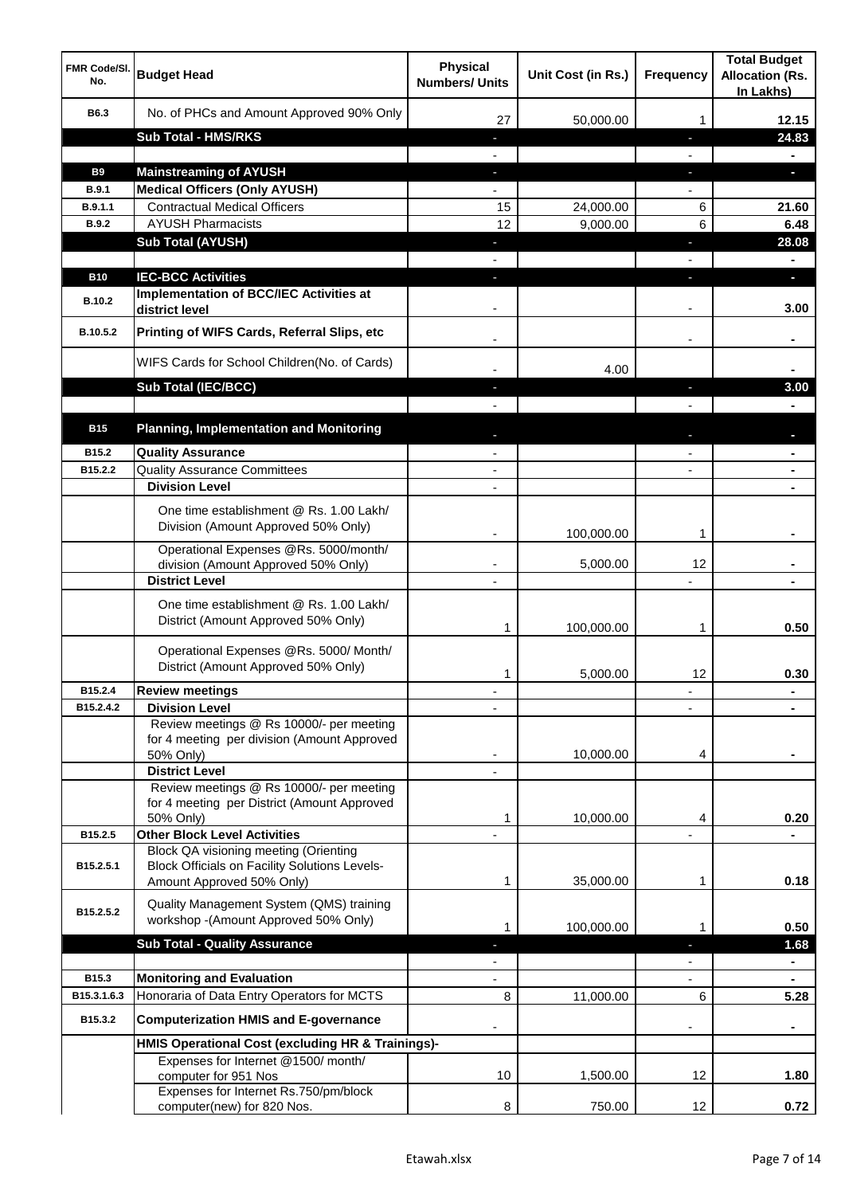| FMR Code/Sl. No. | Budget Head | Physical Numbers/ Units | Unit Cost (in Rs.) | Frequency | Total Budget Allocation (Rs. In Lakhs) |
|---|---|---|---|---|---|
| B6.3 | No. of PHCs and Amount Approved 90% Only | 27 | 50,000.00 | 1 | 12.15 |
| | **Sub Total - HMS/RKS** | - | | - | **24.83** |
| | | - | | - | - |
| **B9** | **Mainstreaming of AYUSH** | - | | - | - |
| **B.9.1** | **Medical Officers (Only AYUSH)** | - | | - | |
| B.9.1.1 | Contractual Medical Officers | 15 | 24,000.00 | 6 | 21.60 |
| B.9.2 | AYUSH Pharmacists | 12 | 9,000.00 | 6 | 6.48 |
| | **Sub Total (AYUSH)** | - | | - | **28.08** |
| | | - | | - | - |
| **B10** | **IEC-BCC Activities** | - | | - | - |
| B.10.2 | **Implementation of BCC/IEC Activities at district level** | - | | - | 3.00 |
| B.10.5.2 | **Printing of WIFS Cards, Referral Slips, etc** | - | | - | - |
| | WIFS Cards for School Children(No. of Cards) | - | 4.00 | | - |
| | **Sub Total (IEC/BCC)** | - | | - | **3.00** |
| | | - | | - | - |
| **B15** | **Planning, Implementation and Monitoring** | - | | - | - |
| B15.2 | **Quality Assurance** | - | | - | - |
| B15.2.2 | Quality Assurance Committees | - | | - | - |
| | **Division Level** | - | | | - |
| | One time establishment @ Rs. 1.00 Lakh/ Division (Amount Approved 50% Only) | - | 100,000.00 | 1 | - |
| | Operational Expenses @Rs. 5000/month/ division (Amount Approved 50% Only) | - | 5,000.00 | 12 | - |
| | **District Level** | - | | - | - |
| | One time establishment @ Rs. 1.00 Lakh/ District (Amount Approved 50% Only) | 1 | 100,000.00 | 1 | 0.50 |
| | Operational Expenses @Rs. 5000/ Month/ District (Amount Approved 50% Only) | 1 | 5,000.00 | 12 | 0.30 |
| B15.2.4 | **Review meetings** | - | | - | - |
| B15.2.4.2 | **Division Level** | - | | - | - |
| | Review meetings @ Rs 10000/- per meeting for 4 meeting per division (Amount Approved 50% Only) | - | 10,000.00 | 4 | - |
| | **District Level** | - | | | |
| | Review meetings @ Rs 10000/- per meeting for 4 meeting per District (Amount Approved 50% Only) | 1 | 10,000.00 | 4 | 0.20 |
| B15.2.5 | **Other Block Level Activities** | - | | - | - |
| B15.2.5.1 | Block QA visioning meeting (Orienting Block Officials on Facility Solutions Levels- Amount Approved 50% Only) | 1 | 35,000.00 | 1 | 0.18 |
| B15.2.5.2 | Quality Management System (QMS) training workshop -(Amount Approved 50% Only) | 1 | 100,000.00 | 1 | 0.50 |
| | **Sub Total - Quality Assurance** | - | | - | **1.68** |
| | | - | | - | - |
| B15.3 | **Monitoring and Evaluation** | - | | - | - |
| B15.3.1.6.3 | Honoraria of Data Entry Operators for MCTS | 8 | 11,000.00 | 6 | 5.28 |
| B15.3.2 | **Computerization HMIS and E-governance** | - | | - | - |
| | **HMIS Operational Cost (excluding HR & Trainings)-** | | | | |
| | Expenses for Internet @1500/ month/ computer for 951 Nos | 10 | 1,500.00 | 12 | 1.80 |
| | Expenses for Internet Rs.750/pm/block computer(new) for 820 Nos. | 8 | 750.00 | 12 | 0.72 |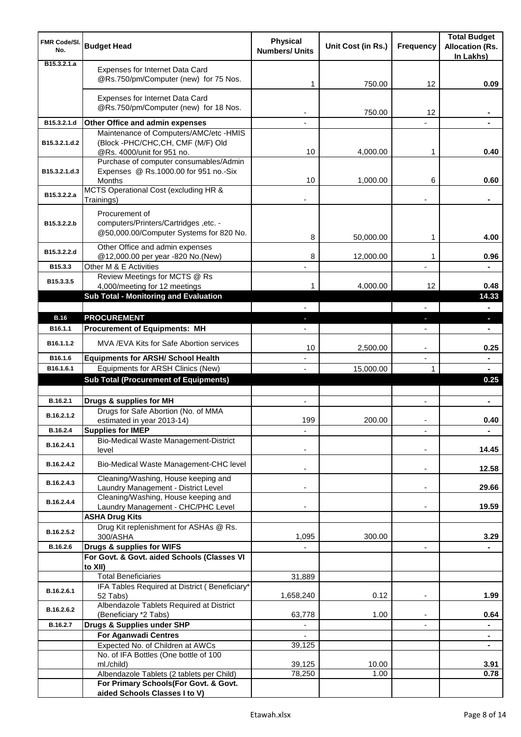| FMR Code/Sl. No. | Budget Head | Physical Numbers/ Units | Unit Cost (in Rs.) | Frequency | Total Budget Allocation (Rs. In Lakhs) |
|---|---|---|---|---|---|
| B15.3.2.1.a | Expenses for Internet Data Card @Rs.750/pm/Computer (new) for 75 Nos. | 1 | 750.00 | 12 | 0.09 |
| | Expenses for Internet Data Card @Rs.750/pm/Computer (new) for 18 Nos. | - | 750.00 | 12 | - |
| B15.3.2.1.d | **Other Office and admin expenses** | - | | - | - |
| B15.3.2.1.d.2 | Maintenance of Computers/AMC/etc -HMIS (Block -PHC/CHC,CH, CMF (M/F) Old @Rs. 4000/unit for 951 no. | 10 | 4,000.00 | 1 | 0.40 |
| B15.3.2.1.d.3 | Purchase of computer consumables/Admin Expenses @ Rs.1000.00 for 951 no.-Six Months | 10 | 1,000.00 | 6 | 0.60 |
| B15.3.2.2.a | MCTS Operational Cost (excluding HR & Trainings) | - | | - | - |
| B15.3.2.2.b | Procurement of computers/Printers/Cartridges ,etc. - @50,000.00/Computer Systems for 820 No. | 8 | 50,000.00 | 1 | 4.00 |
| B15.3.2.2.d | Other Office and admin expenses @12,000.00 per year -820 No.(New) | 8 | 12,000.00 | 1 | 0.96 |
| B15.3.3 | Other M & E Activities | - | | - | - |
| B15.3.3.5 | Review Meetings for MCTS @ Rs 4,000/meeting for 12 meetings | 1 | 4,000.00 | 12 | 0.48 |
| | **Sub Total - Monitoring and Evaluation** | | | | **14.33** |
| | | - | | - | - |
| **B.16** | **PROCUREMENT** | - | | - | - |
| B16.1.1 | **Procurement of Equipments: MH** | - | | - | - |
| B16.1.1.2 | MVA /EVA Kits for Safe Abortion services | 10 | 2,500.00 | - | 0.25 |
| B16.1.6 | **Equipments for ARSH/ School Health** | - | | - | - |
| B16.1.6.1 | Equipments for ARSH Clinics (New) | - | 15,000.00 | 1 | - |
| | **Sub Total (Procurement of Equipments)** | | | | **0.25** |
| | | | | | |
| B.16.2.1 | **Drugs & supplies for MH** | - | | - | - |
| B.16.2.1.2 | Drugs for Safe Abortion (No. of MMA estimated in year 2013-14) | 199 | 200.00 | - | 0.40 |
| B.16.2.4 | **Supplies for IMEP** | - | | - | - |
| B.16.2.4.1 | Bio-Medical Waste Management-District level | - | | - | 14.45 |
| B.16.2.4.2 | Bio-Medical Waste Management-CHC level | - | | - | 12.58 |
| B.16.2.4.3 | Cleaning/Washing, House keeping and Laundry Management - District Level | - | | - | 29.66 |
| B.16.2.4.4 | Cleaning/Washing, House keeping and Laundry Management - CHC/PHC Level | - | | - | 19.59 |
| | **ASHA Drug Kits** | | | | |
| B.16.2.5.2 | Drug Kit replenishment for ASHAs @ Rs. 300/ASHA | 1,095 | 300.00 | | 3.29 |
| B.16.2.6 | **Drugs & supplies for WIFS** | - | | - | - |
| | **For Govt. & Govt. aided Schools (Classes VI to XII)** | | | | |
| | Total Beneficiaries | 31,889 | | | |
| B.16.2.6.1 | IFA Tables Required at District ( Beneficiary* 52 Tabs) | 1,658,240 | 0.12 | - | 1.99 |
| B.16.2.6.2 | Albendazole Tablets Required at District (Beneficiary *2 Tabs) | 63,778 | 1.00 | - | 0.64 |
| B.16.2.7 | **Drugs & Supplies under SHP** | - | | - | - |
| | **For Aganwadi Centres** | - | | | - |
| | Expected No. of Children at AWCs | 39,125 | | | - |
| | No. of IFA Bottles (One bottle of 100 ml./child) | 39,125 | 10.00 | | 3.91 |
| | Albendazole Tablets (2 tablets per Child) | 78,250 | 1.00 | | 0.78 |
| | **For Primary Schools(For Govt. & Govt. aided Schools Classes I to V)** | | | | |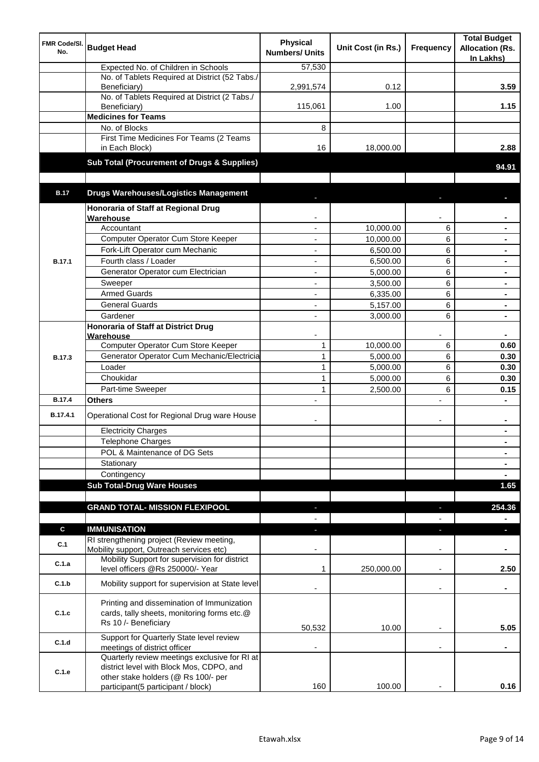| FMR Code/Sl. No. | Budget Head | Physical Numbers/ Units | Unit Cost (in Rs.) | Frequency | Total Budget Allocation (Rs. In Lakhs) |
|---|---|---|---|---|---|
| | Expected No. of Children in Schools | 57,530 | | | |
| | No. of Tablets Required at District (52 Tabs./ Beneficiary) | 2,991,574 | 0.12 | | 3.59 |
| | No. of Tablets Required at District (2 Tabs./ Beneficiary) | 115,061 | 1.00 | | 1.15 |
| | **Medicines for Teams** | | | | |
| | No. of Blocks | 8 | | | |
| | First Time Medicines For Teams (2 Teams in Each Block) | 16 | 18,000.00 | | 2.88 |
| | **Sub Total (Procurement of Drugs & Supplies)** | | | | **94.91** |
| | | | | | |
| **B.17** | **Drugs Warehouses/Logistics Management** | - | | - | - |
| B.17.1 | **Honoraria of Staff at Regional Drug Warehouse** | - | | - | - |
| | Accountant | - | 10,000.00 | 6 | - |
| | Computer Operator Cum Store Keeper | - | 10,000.00 | 6 | - |
| | Fork-Lift Operator cum Mechanic | - | 6,500.00 | 6 | - |
| | Fourth class / Loader | - | 6,500.00 | 6 | - |
| | Generator Operator cum Electrician | - | 5,000.00 | 6 | - |
| | Sweeper | - | 3,500.00 | 6 | - |
| | Armed Guards | - | 6,335.00 | 6 | - |
| | General Guards | - | 5,157.00 | 6 | - |
| | Gardener | - | 3,000.00 | 6 | - |
| B.17.3 | **Honoraria of Staff at District Drug Warehouse** | - | | - | - |
| | Computer Operator Cum Store Keeper | 1 | 10,000.00 | 6 | 0.60 |
| | Generator Operator Cum Mechanic/Electricia | 1 | 5,000.00 | 6 | 0.30 |
| | Loader | 1 | 5,000.00 | 6 | 0.30 |
| | Choukidar | 1 | 5,000.00 | 6 | 0.30 |
| | Part-time Sweeper | 1 | 2,500.00 | 6 | 0.15 |
| B.17.4 | **Others** | - | | - | - |
| B.17.4.1 | Operational Cost for Regional Drug ware House | - | | - | - |
| | Electricity Charges | | | | - |
| | Telephone Charges | | | | - |
| | POL & Maintenance of DG Sets | | | | - |
| | Stationary | | | | - |
| | Contingency | | | | - |
| | **Sub Total-Drug Ware Houses** | | | | **1.65** |
| | | | | | |
| | **GRAND TOTAL- MISSION FLEXIPOOL** | - | | - | **254.36** |
| | | - | | - | - |
| **C** | **IMMUNISATION** | - | | - | - |
| C.1 | RI strengthening project (Review meeting, Mobility support, Outreach services etc) | - | | - | - |
| C.1.a | Mobility Support for supervision for district level officers @Rs 250000/- Year | 1 | 250,000.00 | - | 2.50 |
| C.1.b | Mobility support for supervision at State level | - | | - | - |
| C.1.c | Printing and dissemination of Immunization cards, tally sheets, monitoring forms etc.@ Rs 10 /- Beneficiary | 50,532 | 10.00 | - | 5.05 |
| C.1.d | Support for Quarterly State level review meetings of district officer | - | | - | - |
| C.1.e | Quarterly review meetings exclusive for RI at district level with Block Mos, CDPO, and other stake holders (@ Rs 100/- per participant(5 participant / block) | 160 | 100.00 | - | 0.16 |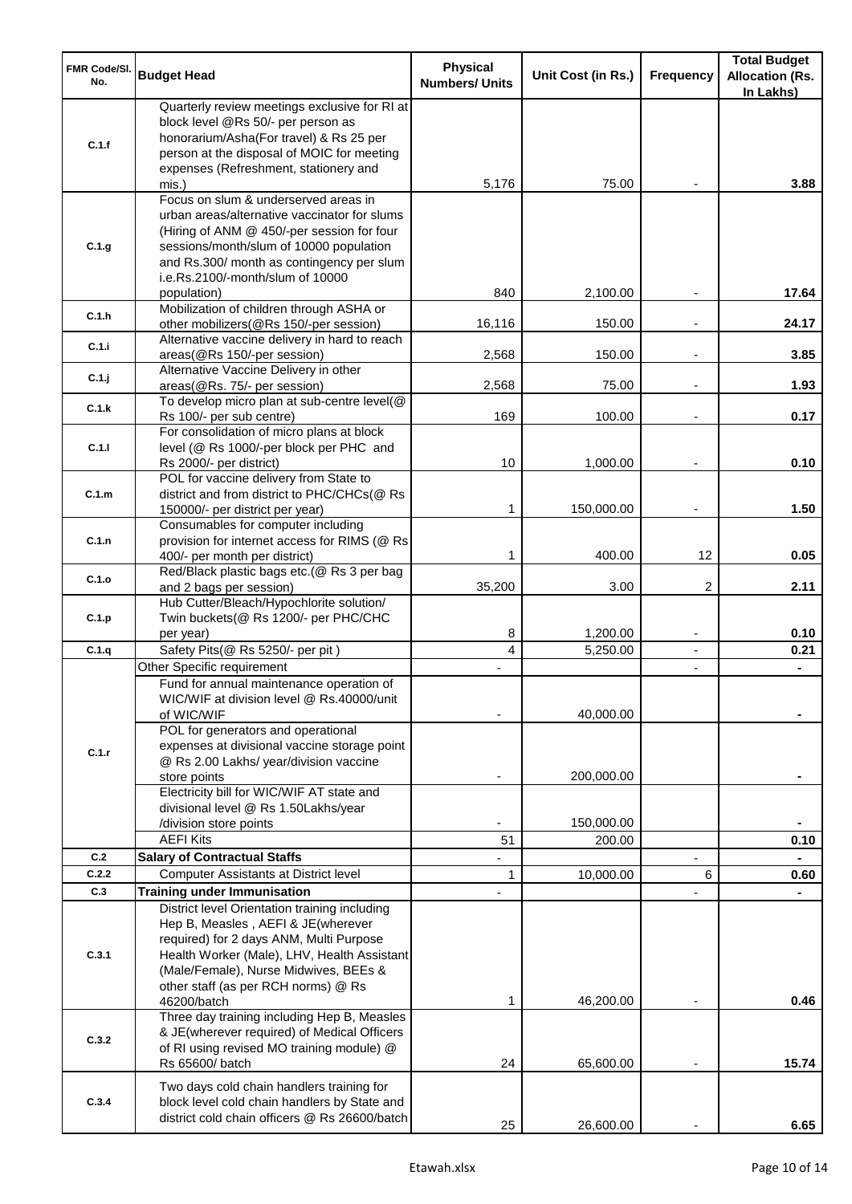| FMR Code/Sl. No. | Budget Head | Physical Numbers/ Units | Unit Cost (in Rs.) | Frequency | Total Budget Allocation (Rs. In Lakhs) |
|---|---|---|---|---|---|
| C.1.f | Quarterly review meetings exclusive for RI at block level @Rs 50/- per person as honorarium/Asha(For travel) & Rs 25 per person at the disposal of MOIC for meeting expenses (Refreshment, stationery and mis.) | 5,176 | 75.00 | - | **3.88** |
| C.1.g | Focus on slum & underserved areas in urban areas/alternative vaccinator for slums (Hiring of ANM @ 450/-per session for four sessions/month/slum of 10000 population and Rs.300/ month as contingency per slum i.e.Rs.2100/-month/slum of 10000 population) | 840 | 2,100.00 | - | **17.64** |
| C.1.h | Mobilization of children through ASHA or other mobilizers(@Rs 150/-per session) | 16,116 | 150.00 | - | **24.17** |
| C.1.i | Alternative vaccine delivery in hard to reach areas(@Rs 150/-per session) | 2,568 | 150.00 | - | **3.85** |
| C.1.j | Alternative Vaccine Delivery in other areas(@Rs. 75/- per session) | 2,568 | 75.00 | - | **1.93** |
| C.1.k | To develop micro plan at sub-centre level(@ Rs 100/- per sub centre) | 169 | 100.00 | - | **0.17** |
| C.1.l | For consolidation of micro plans at block level (@ Rs 1000/-per block per PHC and Rs 2000/- per district) | 10 | 1,000.00 | - | **0.10** |
| C.1.m | POL for vaccine delivery from State to district and from district to PHC/CHCs(@ Rs 150000/- per district per year) | 1 | 150,000.00 | - | **1.50** |
| C.1.n | Consumables for computer including provision for internet access for RIMS (@ Rs 400/- per month per district) | 1 | 400.00 | 12 | **0.05** |
| C.1.o | Red/Black plastic bags etc.(@ Rs 3 per bag and 2 bags per session) | 35,200 | 3.00 | 2 | **2.11** |
| C.1.p | Hub Cutter/Bleach/Hypochlorite solution/ Twin buckets(@ Rs 1200/- per PHC/CHC per year) | 8 | 1,200.00 | - | **0.10** |
| C.1.q | Safety Pits(@ Rs 5250/- per pit ) | 4 | 5,250.00 | - | **0.21** |
| C.1.r | Other Specific requirement | - | | - | **-** |
| | Fund for annual maintenance operation of WIC/WIF at division level @ Rs.40000/unit of WIC/WIF | - | 40,000.00 | | **-** |
| | POL for generators and operational expenses at divisional vaccine storage point @ Rs 2.00 Lakhs/ year/division vaccine store points | - | 200,000.00 | | **-** |
| | Electricity bill for WIC/WIF AT state and divisional level @ Rs 1.50Lakhs/year /division store points | - | 150,000.00 | | **-** |
| | AEFI Kits | 51 | 200.00 | | **0.10** |
| C.2 | **Salary of Contractual Staffs** | - | | - | **-** |
| C.2.2 | Computer Assistants at District level | 1 | 10,000.00 | 6 | **0.60** |
| C.3 | **Training under Immunisation** | - | | - | **-** |
| C.3.1 | District level Orientation training including Hep B, Measles , AEFI & JE(wherever required) for 2 days ANM, Multi Purpose Health Worker (Male), LHV, Health Assistant (Male/Female), Nurse Midwives, BEEs & other staff (as per RCH norms) @ Rs 46200/batch | 1 | 46,200.00 | - | **0.46** |
| C.3.2 | Three day training including Hep B, Measles & JE(wherever required) of Medical Officers of RI using revised MO training module) @ Rs 65600/ batch | 24 | 65,600.00 | - | **15.74** |
| C.3.4 | Two days cold chain handlers training for block level cold chain handlers by State and district cold chain officers @ Rs 26600/batch | 25 | 26,600.00 | - | **6.65** |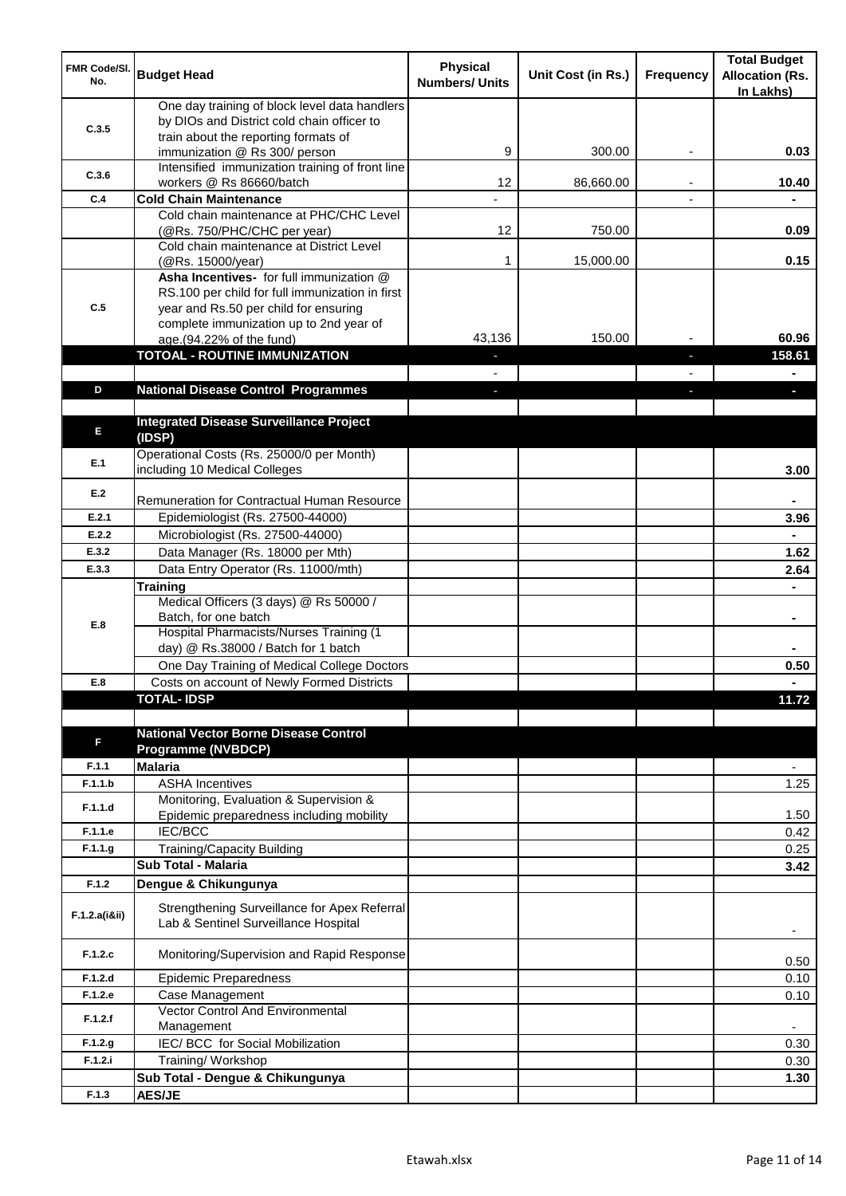| FMR Code/Sl. No. | Budget Head | Physical Numbers/ Units | Unit Cost (in Rs.) | Frequency | Total Budget Allocation (Rs. In Lakhs) |
|---|---|---|---|---|---|
| C.3.5 | One day training of block level data handlers by DIOs and District cold chain officer to train about the reporting formats of immunization @ Rs 300/ person | 9 | 300.00 | - | 0.03 |
| C.3.6 | Intensified immunization training of front line workers @ Rs 86660/batch | 12 | 86,660.00 | - | 10.40 |
| C.4 | **Cold Chain Maintenance** | - | | - | - |
| | Cold chain maintenance at PHC/CHC Level (@Rs. 750/PHC/CHC per year) | 12 | 750.00 | | 0.09 |
| | Cold chain maintenance at District Level (@Rs. 15000/year) | 1 | 15,000.00 | | 0.15 |
| C.5 | **Asha Incentives-** for full immunization @ RS.100 per child for full immunization in first year and Rs.50 per child for ensuring complete immunization up to 2nd year of age.(94.22% of the fund) | 43,136 | 150.00 | - | 60.96 |
| | **TOTOAL - ROUTINE IMMUNIZATION** | - | | - | **158.61** |
| | | - | | - | - |
| D | **National Disease Control Programmes** | - | | - | - |
| | | | | | |
| E | **Integrated Disease Surveillance Project (IDSP)** | | | | |
| E.1 | Operational Costs (Rs. 25000/0 per Month) including 10 Medical Colleges | | | | 3.00 |
| E.2 | Remuneration for Contractual Human Resource | | | | - |
| E.2.1 | Epidemiologist (Rs. 27500-44000) | | | | 3.96 |
| E.2.2 | Microbiologist (Rs. 27500-44000) | | | | - |
| E.3.2 | Data Manager (Rs. 18000 per Mth) | | | | 1.62 |
| E.3.3 | Data Entry Operator (Rs. 11000/mth) | | | | 2.64 |
| E.8 | **Training** | | | | - |
| | Medical Officers (3 days) @ Rs 50000 / Batch, for one batch | | | | - |
| | Hospital Pharmacists/Nurses Training (1 day) @ Rs.38000 / Batch for 1 batch | | | | - |
| | One Day Training of Medical College Doctors | | | | 0.50 |
| E.8 | Costs on account of Newly Formed Districts | | | | - |
| | **TOTAL- IDSP** | | | | **11.72** |
| | | | | | |
| F | **National Vector Borne Disease Control Programme (NVBDCP)** | | | | |
| F.1.1 | **Malaria** | | | | - |
| F.1.1.b | ASHA Incentives | | | | 1.25 |
| F.1.1.d | Monitoring, Evaluation & Supervision & Epidemic preparedness including mobility | | | | 1.50 |
| F.1.1.e | IEC/BCC | | | | 0.42 |
| F.1.1.g | Training/Capacity Building | | | | 0.25 |
| | **Sub Total - Malaria** | | | | **3.42** |
| F.1.2 | **Dengue & Chikungunya** | | | | |
| F.1.2.a(i&ii) | Strengthening Surveillance for Apex Referral Lab & Sentinel Surveillance Hospital | | | | - |
| F.1.2.c | Monitoring/Supervision and Rapid Response | | | | 0.50 |
| F.1.2.d | Epidemic Preparedness | | | | 0.10 |
| F.1.2.e | Case Management | | | | 0.10 |
| F.1.2.f | Vector Control And Environmental Management | | | | - |
| F.1.2.g | IEC/ BCC for Social Mobilization | | | | 0.30 |
| F.1.2.i | Training/ Workshop | | | | 0.30 |
| | **Sub Total - Dengue & Chikungunya** | | | | **1.30** |
| F.1.3 | **AES/JE** | | | | |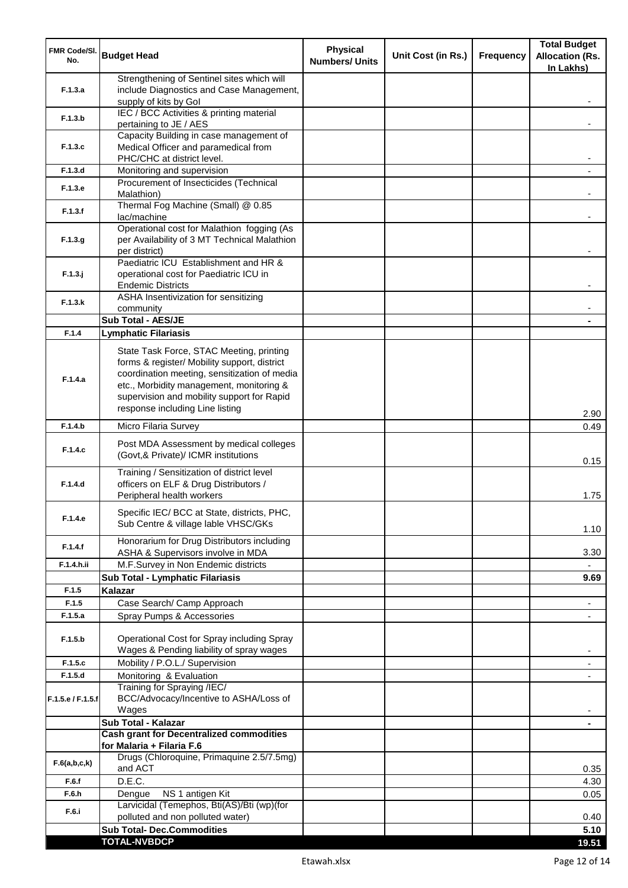| FMR Code/Sl. No. | Budget Head | Physical Numbers/ Units | Unit Cost (in Rs.) | Frequency | Total Budget Allocation (Rs. In Lakhs) |
|---|---|---|---|---|---|
| F.1.3.a | Strengthening of Sentinel sites which will include Diagnostics and Case Management, supply of kits by GoI | | | | - |
| F.1.3.b | IEC / BCC Activities & printing material pertaining to JE / AES | | | | - |
| F.1.3.c | Capacity Building in case management of Medical Officer and paramedical from PHC/CHC at district level. | | | | - |
| F.1.3.d | Monitoring and supervision | | | | - |
| F.1.3.e | Procurement of Insecticides (Technical Malathion) | | | | - |
| F.1.3.f | Thermal Fog Machine (Small) @ 0.85 lac/machine | | | | - |
| F.1.3.g | Operational cost for Malathion fogging (As per Availability of 3 MT Technical Malathion per district) | | | | - |
| F.1.3.j | Paediatric ICU Establishment and HR & operational cost for Paediatric ICU in Endemic Districts | | | | - |
| F.1.3.k | ASHA Insentivization for sensitizing community | | | | - |
| | **Sub Total - AES/JE** | | | | **-** |
| F.1.4 | **Lymphatic Filariasis** | | | | |
| F.1.4.a | State Task Force, STAC Meeting, printing forms & register/ Mobility support, district coordination meeting, sensitization of media etc., Morbidity management, monitoring & supervision and mobility support for Rapid response including Line listing | | | | 2.90 |
| F.1.4.b | Micro Filaria Survey | | | | 0.49 |
| F.1.4.c | Post MDA Assessment by medical colleges (Govt,& Private)/ ICMR institutions | | | | 0.15 |
| F.1.4.d | Training / Sensitization of district level officers on ELF & Drug Distributors / Peripheral health workers | | | | 1.75 |
| F.1.4.e | Specific IEC/ BCC at State, districts, PHC, Sub Centre & village lable VHSC/GKs | | | | 1.10 |
| F.1.4.f | Honorarium for Drug Distributors including ASHA & Supervisors involve in MDA | | | | 3.30 |
| F.1.4.h.ii | M.F.Survey in Non Endemic districts | | | | - |
| | **Sub Total - Lymphatic Filariasis** | | | | **9.69** |
| F.1.5 | **Kalazar** | | | | |
| F.1.5 | Case Search/ Camp Approach | | | | - |
| F.1.5.a | Spray Pumps & Accessories | | | | - |
| F.1.5.b | Operational Cost for Spray including Spray Wages & Pending liability of spray wages | | | | - |
| F.1.5.c | Mobility / P.O.L./ Supervision | | | | - |
| F.1.5.d | Monitoring & Evaluation | | | | - |
| F.1.5.e / F.1.5.f | Training for Spraying /IEC/ BCC/Advocacy/Incentive to ASHA/Loss of Wages | | | | - |
| | **Sub Total - Kalazar** | | | | **-** |
| | **Cash grant for Decentralized commodities for Malaria + Filaria F.6** | | | | |
| F.6(a,b,c,k) | Drugs (Chloroquine, Primaquine 2.5/7.5mg) and ACT | | | | 0.35 |
| F.6.f | D.E.C. | | | | 4.30 |
| F.6.h | Dengue NS 1 antigen Kit | | | | 0.05 |
| F.6.i | Larvicidal (Temephos, Bti(AS)/Bti (wp)(for polluted and non polluted water) | | | | 0.40 |
| | **Sub Total- Dec.Commodities** | | | | **5.10** |
| | **TOTAL-NVBDCP** | | | | **19.51** |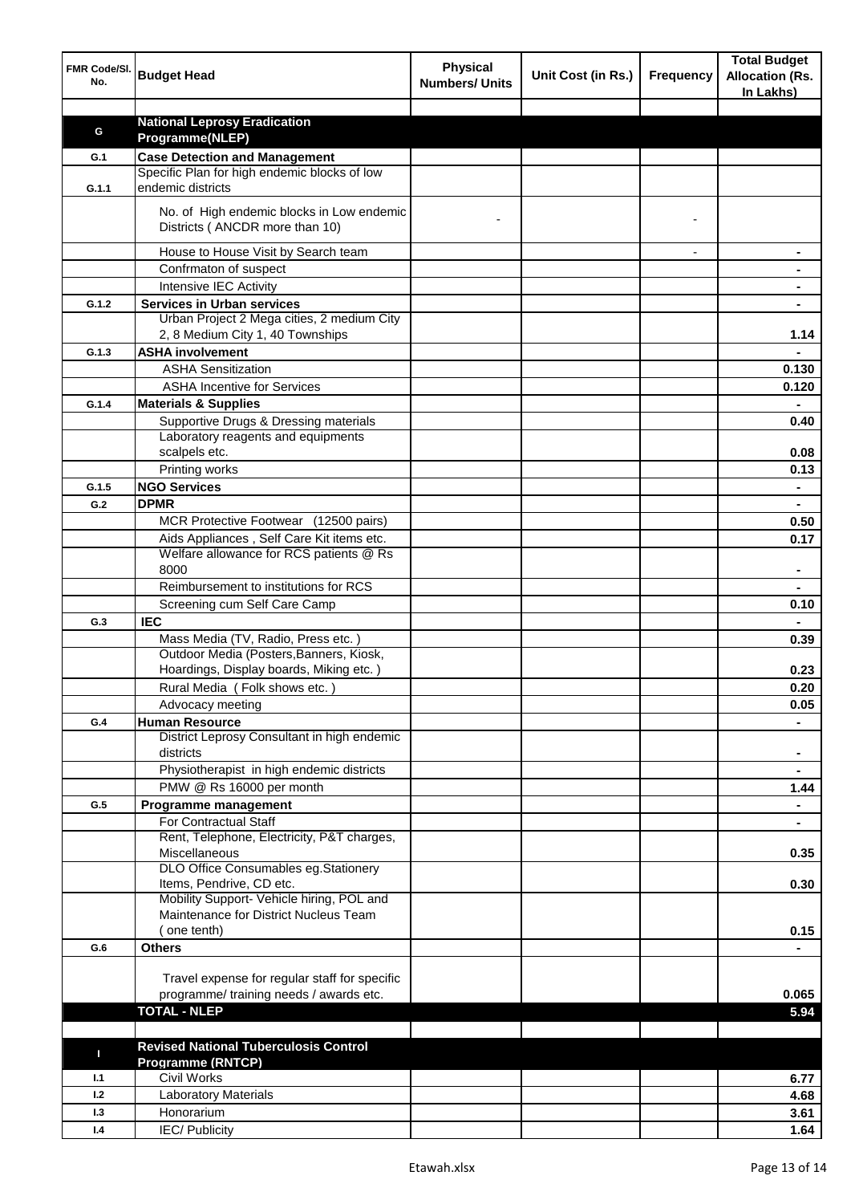| FMR Code/Sl. No. | Budget Head | Physical Numbers/ Units | Unit Cost (in Rs.) | Frequency | Total Budget Allocation (Rs. In Lakhs) |
|---|---|---|---|---|---|
| | | | | | |
| G | National Leprosy Eradication Programme(NLEP) | | | | |
| G.1 | Case Detection and Management | | | | |
| G.1.1 | Specific Plan for high endemic blocks of low endemic districts | | | | |
| | No. of High endemic blocks in Low endemic Districts ( ANCDR more than 10) | - | | - | |
| | House to House Visit by Search team | | | - | - |
| | Confrmaton of suspect | | | | - |
| | Intensive IEC Activity | | | | - |
| G.1.2 | Services in Urban services | | | | - |
| | Urban Project 2 Mega cities, 2 medium City 2, 8 Medium City 1, 40 Townships | | | | 1.14 |
| G.1.3 | ASHA involvement | | | | - |
| | ASHA Sensitization | | | | 0.130 |
| | ASHA Incentive for Services | | | | 0.120 |
| G.1.4 | Materials & Supplies | | | | - |
| | Supportive Drugs & Dressing materials | | | | 0.40 |
| | Laboratory reagents and equipments scalpels etc. | | | | 0.08 |
| | Printing works | | | | 0.13 |
| G.1.5 | NGO Services | | | | - |
| G.2 | DPMR | | | | - |
| | MCR Protective Footwear (12500 pairs) | | | | 0.50 |
| | Aids Appliances , Self Care Kit items etc. | | | | 0.17 |
| | Welfare allowance for RCS patients @ Rs 8000 | | | | - |
| | Reimbursement to institutions for RCS | | | | - |
| | Screening cum Self Care Camp | | | | 0.10 |
| G.3 | IEC | | | | - |
| | Mass Media (TV, Radio, Press etc. ) | | | | 0.39 |
| | Outdoor Media (Posters,Banners, Kiosk, Hoardings, Display boards, Miking etc. ) | | | | 0.23 |
| | Rural Media ( Folk shows etc. ) | | | | 0.20 |
| | Advocacy meeting | | | | 0.05 |
| G.4 | Human Resource | | | | - |
| | District Leprosy Consultant in high endemic districts | | | | - |
| | Physiotherapist in high endemic districts | | | | - |
| | PMW @ Rs 16000 per month | | | | 1.44 |
| G.5 | Programme management | | | | - |
| | For Contractual Staff | | | | - |
| | Rent, Telephone, Electricity, P&T charges, Miscellaneous | | | | 0.35 |
| | DLO Office Consumables eg.Stationery Items, Pendrive, CD etc. | | | | 0.30 |
| | Mobility Support- Vehicle hiring, POL and Maintenance for District Nucleus Team ( one tenth) | | | | 0.15 |
| G.6 | Others | | | | - |
| | Travel expense for regular staff for specific programme/ training needs / awards etc. | | | | 0.065 |
| | TOTAL - NLEP | | | | 5.94 |
| | | | | | |
| I | Revised National Tuberculosis Control Programme (RNTCP) | | | | |
| I.1 | Civil Works | | | | 6.77 |
| I.2 | Laboratory Materials | | | | 4.68 |
| I.3 | Honorarium | | | | 3.61 |
| I.4 | IEC/ Publicity | | | | 1.64 |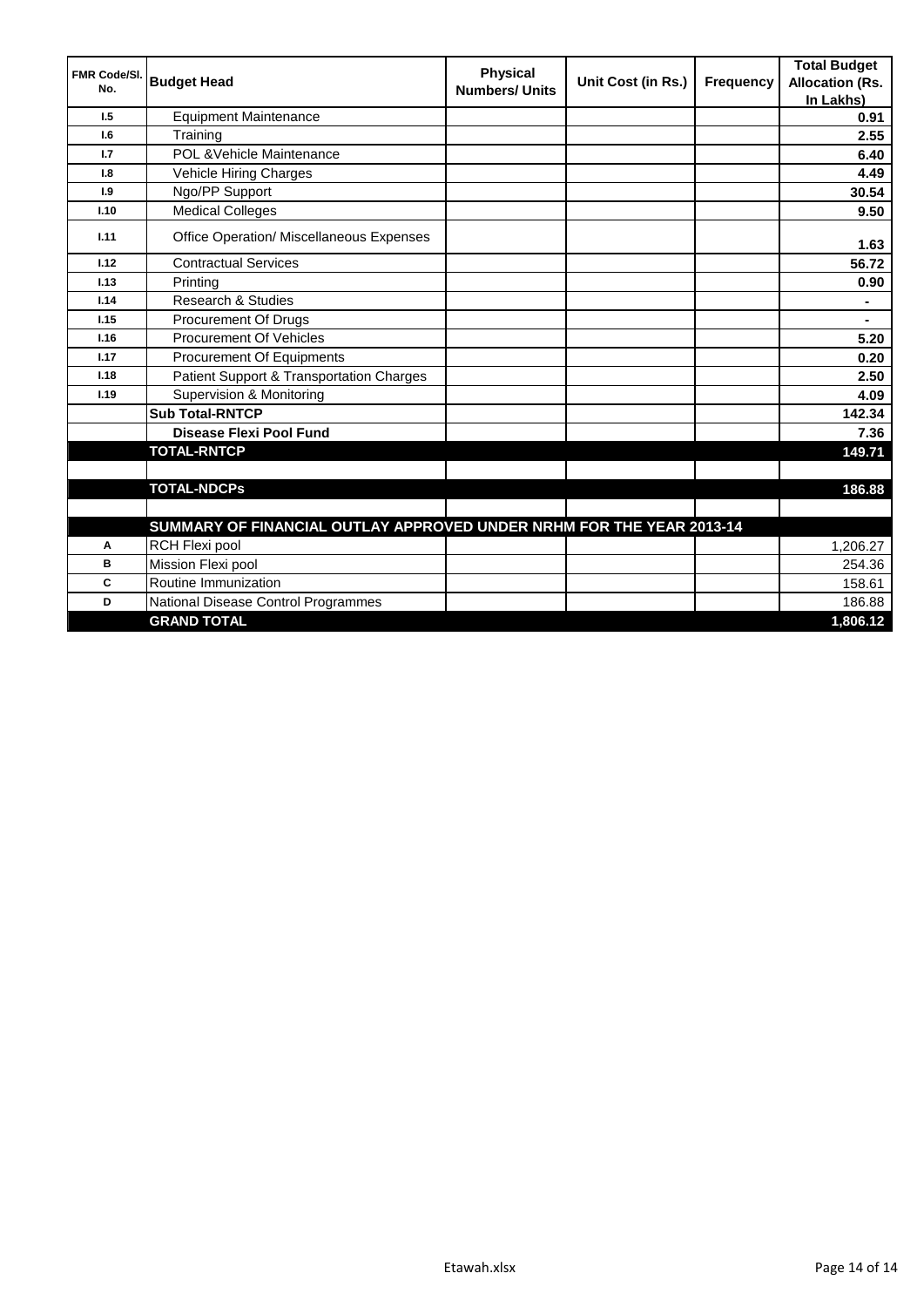| FMR Code/Sl. No. | Budget Head | Physical Numbers/ Units | Unit Cost (in Rs.) | Frequency | Total Budget Allocation (Rs. In Lakhs) |
|---|---|---|---|---|---|
| I.5 | Equipment Maintenance | | | | **0.91** |
| I.6 | Training | | | | **2.55** |
| I.7 | POL &Vehicle Maintenance | | | | **6.40** |
| I.8 | Vehicle Hiring Charges | | | | **4.49** |
| I.9 | Ngo/PP Support | | | | **30.54** |
| I.10 | Medical Colleges | | | | **9.50** |
| I.11 | Office Operation/ Miscellaneous Expenses | | | | **1.63** |
| I.12 | Contractual Services | | | | **56.72** |
| I.13 | Printing | | | | **0.90** |
| I.14 | Research & Studies | | | | **-** |
| I.15 | Procurement Of Drugs | | | | **-** |
| I.16 | Procurement Of Vehicles | | | | **5.20** |
| I.17 | Procurement Of Equipments | | | | **0.20** |
| I.18 | Patient Support & Transportation Charges | | | | **2.50** |
| I.19 | Supervision & Monitoring | | | | **4.09** |
| | **Sub Total-RNTCP** | | | | **142.34** |
| | **Disease Flexi Pool Fund** | | | | **7.36** |
| | **TOTAL-RNTCP** | | | | **149.71** |
| | | | | | |
| | **TOTAL-NDCPs** | | | | **186.88** |
| | | | | | |
| | **SUMMARY OF FINANCIAL OUTLAY APPROVED UNDER NRHM FOR THE YEAR 2013-14** | | | | |
| A | RCH Flexi pool | | | | 1,206.27 |
| B | Mission Flexi pool | | | | 254.36 |
| C | Routine Immunization | | | | 158.61 |
| D | National Disease Control Programmes | | | | 186.88 |
| | **GRAND TOTAL** | | | | **1,806.12** |